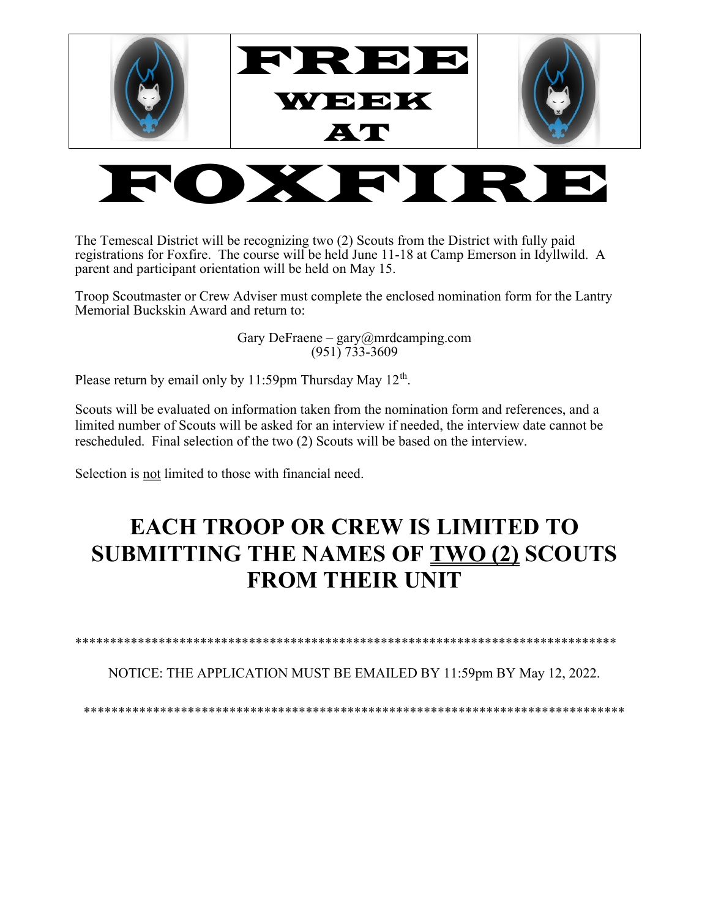# FREE WEEK AT FOXFIRE

The Temescal District will be recognizing two (2) Scouts from the District with fully paid registrations for Foxfire. The course will be held June 11-18 at Camp Emerson in Idyllwild. A parent and participant orientation will be held on May 15.

Troop Scoutmaster or Crew Adviser must complete the enclosed nomination form for the Lantry Memorial Buckskin Award and return to:

Gary DeFraene – gary@mrdcamping.com
(951) 733-3609

Please return by email only by 11:59pm Thursday May 12th.

Scouts will be evaluated on information taken from the nomination form and references, and a limited number of Scouts will be asked for an interview if needed, the interview date cannot be rescheduled. Final selection of the two (2) Scouts will be based on the interview.

Selection is <u>not</u> limited to those with financial need.

## EACH TROOP OR CREW IS LIMITED TO SUBMITTING THE NAMES OF <u>TWO (2)</u> SCOUTS FROM THEIR UNIT

*********************************************************************************

NOTICE: THE APPLICATION MUST BE EMAILED BY 11:59pm BY May 12, 2022.

*********************************************************************************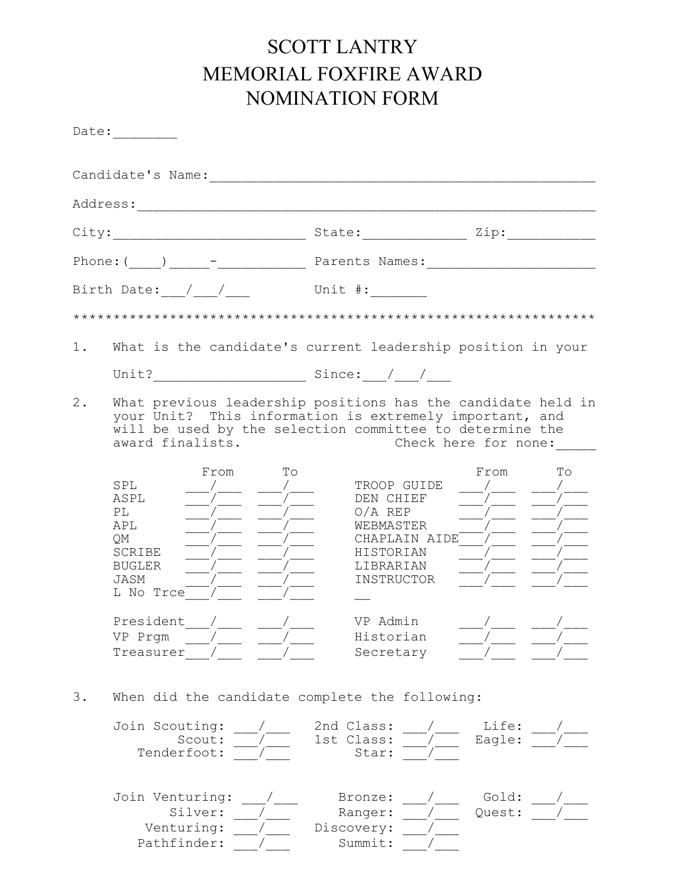# SCOTT LANTRY
# MEMORIAL FOXFIRE AWARD
# NOMINATION FORM

Date:________

Candidate's Name:_______________________________________________

Address:________________________________________________________

City:_______________________ State:_____________ Zip:___________

Phone:(____)_____-___________ Parents Names:____________________

Birth Date:___/___/___ Unit #:_______

***************************************************************

1. What is the candidate's current leadership position in your Unit?__________________ Since:___/___/___

2. What previous leadership positions has the candidate held in your Unit? This information is extremely important, and will be used by the selection committee to determine the award finalists. Check here for none:_____

| | From | To | | From | To |
|---|---|---|---|---|---|
| SPL | ___/___ | ___/___ | TROOP GUIDE | ___/___ | ___/___ |
| ASPL | ___/___ | ___/___ | DEN CHIEF | ___/___ | ___/___ |
| PL | ___/___ | ___/___ | O/A REP | ___/___ | ___/___ |
| APL | ___/___ | ___/___ | WEBMASTER | ___/___ | ___/___ |
| QM | ___/___ | ___/___ | CHAPLAIN AIDE | ___/___ | ___/___ |
| SCRIBE | ___/___ | ___/___ | HISTORIAN | ___/___ | ___/___ |
| BUGLER | ___/___ | ___/___ | LIBRARIAN | ___/___ | ___/___ |
| JASM | ___/___ | ___/___ | INSTRUCTOR | ___/___ | ___/___ |
| L No Trce | ___/___ | ___/___ | __ | | |
| President | ___/___ | ___/___ | VP Admin | ___/___ | ___/___ |
| VP Prgm | ___/___ | ___/___ | Historian | ___/___ | ___/___ |
| Treasurer | ___/___ | ___/___ | Secretary | ___/___ | ___/___ |

3. When did the candidate complete the following:

Join Scouting: ___/___ 2nd Class: ___/___ Life: ___/___
Scout: ___/___ 1st Class: ___/___ Eagle: ___/___
Tenderfoot: ___/___ Star: ___/___

Join Venturing: ___/___ Bronze: ___/___ Gold: ___/___
Silver: ___/___ Ranger: ___/___ Quest: ___/___
Venturing: ___/___ Discovery: ___/___
Pathfinder: ___/___ Summit: ___/___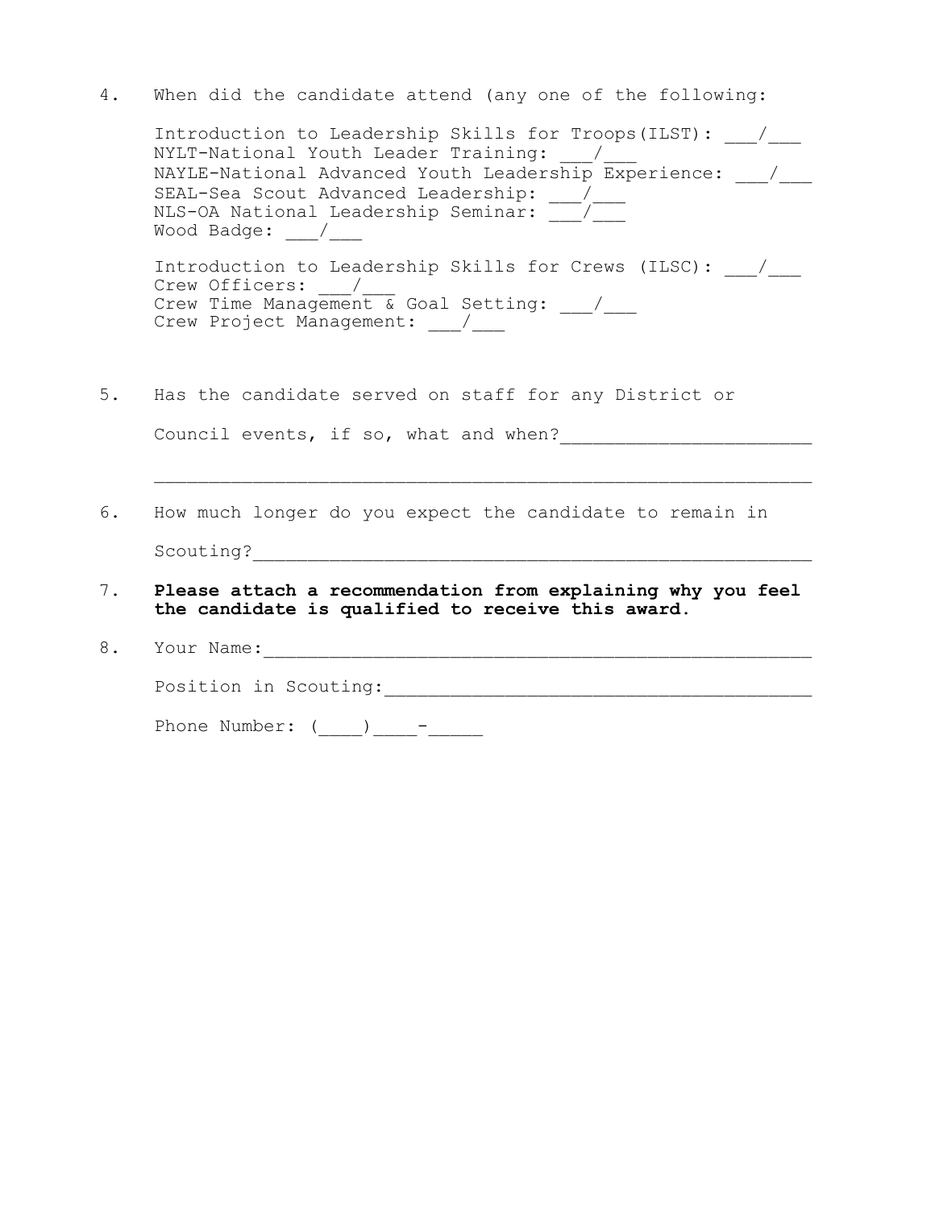4. When did the candidate attend (any one of the following:

   Introduction to Leadership Skills for Troops(ILST): ___/___
   NYLT-National Youth Leader Training: ___/___
   NAYLE-National Advanced Youth Leadership Experience: ___/___
   SEAL-Sea Scout Advanced Leadership: ___/___
   NLS-OA National Leadership Seminar: ___/___
   Wood Badge: ___/___

   Introduction to Leadership Skills for Crews (ILSC): ___/___
   Crew Officers: ___/___
   Crew Time Management & Goal Setting: ___/___
   Crew Project Management: ___/___

5. Has the candidate served on staff for any District or Council events, if so, what and when?______________________

   ______________________________________________________

6. How much longer do you expect the candidate to remain in Scouting?__________________________________________________

7. **Please attach a recommendation from explaining why you feel the candidate is qualified to receive this award.**

8. Your Name:__________________________________________________

   Position in Scouting:_______________________________________

   Phone Number: (____)____-_____